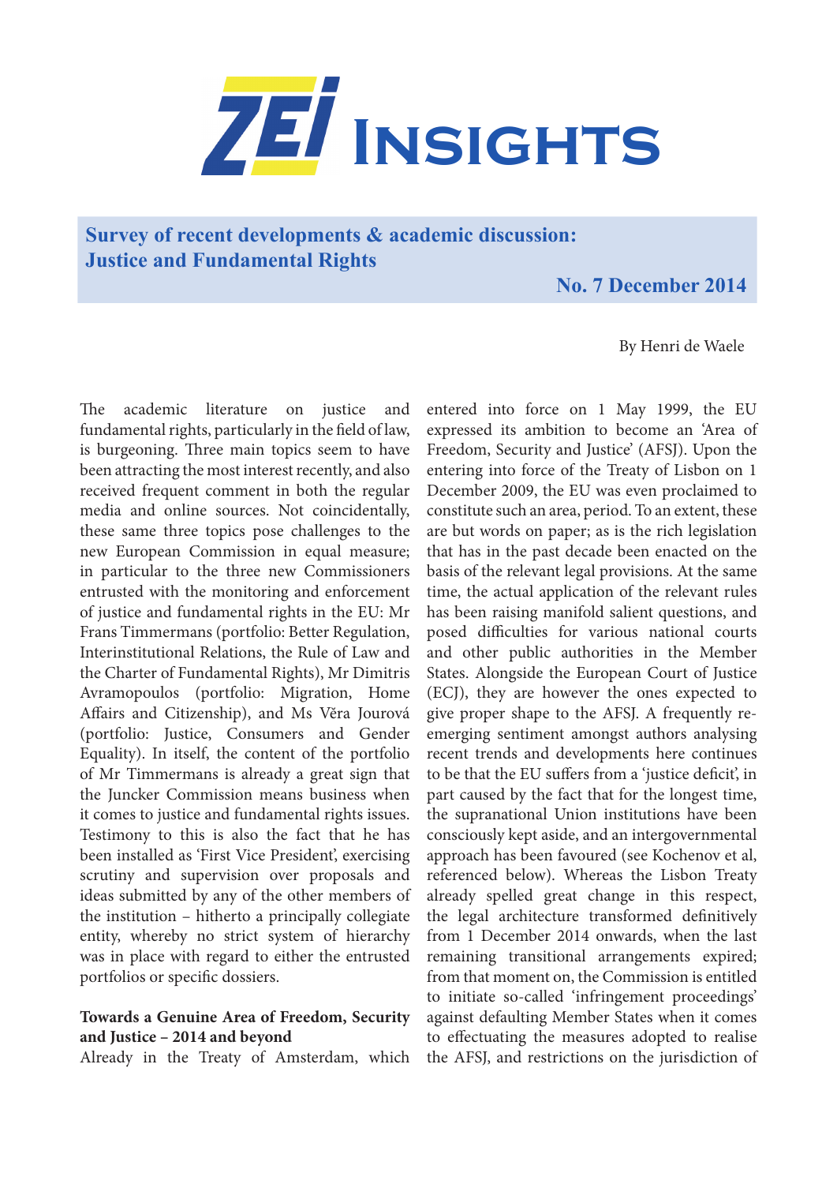# ZEI Insights

## Survey of recent developments & academic discussion: Justice and Fundamental Rights

**No. 7 December 2014**

By Henri de Waele

The academic literature on justice and fundamental rights, particularly in the field of law, is burgeoning. Three main topics seem to have been attracting the most interest recently, and also received frequent comment in both the regular media and online sources. Not coincidentally, these same three topics pose challenges to the new European Commission in equal measure; in particular to the three new Commissioners entrusted with the monitoring and enforcement of justice and fundamental rights in the EU: Mr Frans Timmermans (portfolio: Better Regulation, Interinstitutional Relations, the Rule of Law and the Charter of Fundamental Rights), Mr Dimitris Avramopoulos (portfolio: Migration, Home Affairs and Citizenship), and Ms Věra Jourová (portfolio: Justice, Consumers and Gender Equality). In itself, the content of the portfolio of Mr Timmermans is already a great sign that the Juncker Commission means business when it comes to justice and fundamental rights issues. Testimony to this is also the fact that he has been installed as 'First Vice President', exercising scrutiny and supervision over proposals and ideas submitted by any of the other members of the institution – hitherto a principally collegiate entity, whereby no strict system of hierarchy was in place with regard to either the entrusted portfolios or specific dossiers.

**Towards a Genuine Area of Freedom, Security and Justice – 2014 and beyond**

Already in the Treaty of Amsterdam, which entered into force on 1 May 1999, the EU expressed its ambition to become an 'Area of Freedom, Security and Justice' (AFSJ). Upon the entering into force of the Treaty of Lisbon on 1 December 2009, the EU was even proclaimed to constitute such an area, period. To an extent, these are but words on paper; as is the rich legislation that has in the past decade been enacted on the basis of the relevant legal provisions. At the same time, the actual application of the relevant rules has been raising manifold salient questions, and posed difficulties for various national courts and other public authorities in the Member States. Alongside the European Court of Justice (ECJ), they are however the ones expected to give proper shape to the AFSJ. A frequently re-emerging sentiment amongst authors analysing recent trends and developments here continues to be that the EU suffers from a 'justice deficit', in part caused by the fact that for the longest time, the supranational Union institutions have been consciously kept aside, and an intergovernmental approach has been favoured (see Kochenov et al, referenced below). Whereas the Lisbon Treaty already spelled great change in this respect, the legal architecture transformed definitively from 1 December 2014 onwards, when the last remaining transitional arrangements expired; from that moment on, the Commission is entitled to initiate so-called 'infringement proceedings' against defaulting Member States when it comes to effectuating the measures adopted to realise the AFSJ, and restrictions on the jurisdiction of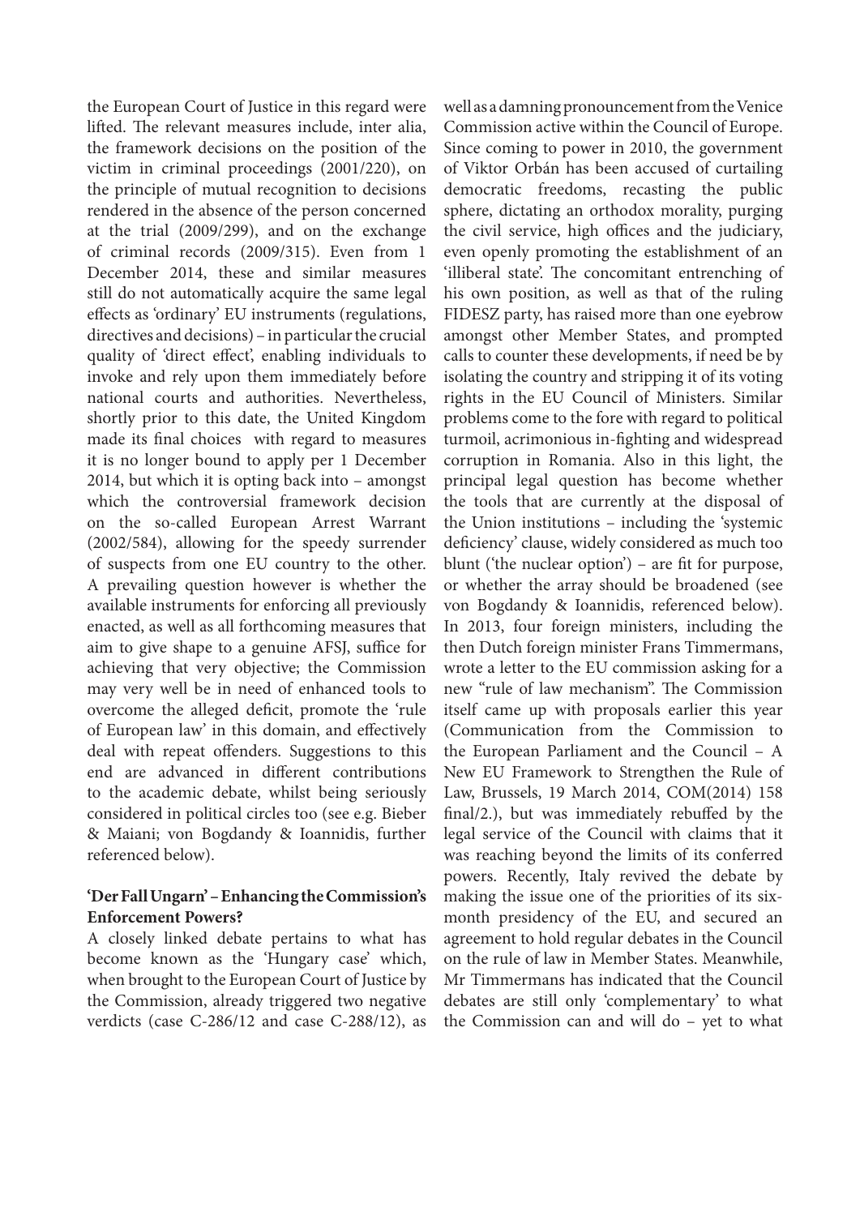the European Court of Justice in this regard were lifted. The relevant measures include, inter alia, the framework decisions on the position of the victim in criminal proceedings (2001/220), on the principle of mutual recognition to decisions rendered in the absence of the person concerned at the trial (2009/299), and on the exchange of criminal records (2009/315). Even from 1 December 2014, these and similar measures still do not automatically acquire the same legal effects as 'ordinary' EU instruments (regulations, directives and decisions) – in particular the crucial quality of 'direct effect', enabling individuals to invoke and rely upon them immediately before national courts and authorities. Nevertheless, shortly prior to this date, the United Kingdom made its final choices with regard to measures it is no longer bound to apply per 1 December 2014, but which it is opting back into – amongst which the controversial framework decision on the so-called European Arrest Warrant (2002/584), allowing for the speedy surrender of suspects from one EU country to the other. A prevailing question however is whether the available instruments for enforcing all previously enacted, as well as all forthcoming measures that aim to give shape to a genuine AFSJ, suffice for achieving that very objective; the Commission may very well be in need of enhanced tools to overcome the alleged deficit, promote the 'rule of European law' in this domain, and effectively deal with repeat offenders. Suggestions to this end are advanced in different contributions to the academic debate, whilst being seriously considered in political circles too (see e.g. Bieber & Maiani; von Bogdandy & Ioannidis, further referenced below).

## 'Der Fall Ungarn' – Enhancing the Commission's Enforcement Powers?

A closely linked debate pertains to what has become known as the 'Hungary case' which, when brought to the European Court of Justice by the Commission, already triggered two negative verdicts (case C-286/12 and case C-288/12), as well as a damning pronouncement from the Venice Commission active within the Council of Europe. Since coming to power in 2010, the government of Viktor Orbán has been accused of curtailing democratic freedoms, recasting the public sphere, dictating an orthodox morality, purging the civil service, high offices and the judiciary, even openly promoting the establishment of an 'illiberal state'. The concomitant entrenching of his own position, as well as that of the ruling FIDESZ party, has raised more than one eyebrow amongst other Member States, and prompted calls to counter these developments, if need be by isolating the country and stripping it of its voting rights in the EU Council of Ministers. Similar problems come to the fore with regard to political turmoil, acrimonious in-fighting and widespread corruption in Romania. Also in this light, the principal legal question has become whether the tools that are currently at the disposal of the Union institutions – including the 'systemic deficiency' clause, widely considered as much too blunt ('the nuclear option') – are fit for purpose, or whether the array should be broadened (see von Bogdandy & Ioannidis, referenced below). In 2013, four foreign ministers, including the then Dutch foreign minister Frans Timmermans, wrote a letter to the EU commission asking for a new "rule of law mechanism". The Commission itself came up with proposals earlier this year (Communication from the Commission to the European Parliament and the Council – A New EU Framework to Strengthen the Rule of Law, Brussels, 19 March 2014, COM(2014) 158 final/2.), but was immediately rebuffed by the legal service of the Council with claims that it was reaching beyond the limits of its conferred powers. Recently, Italy revived the debate by making the issue one of the priorities of its six-month presidency of the EU, and secured an agreement to hold regular debates in the Council on the rule of law in Member States. Meanwhile, Mr Timmermans has indicated that the Council debates are still only 'complementary' to what the Commission can and will do – yet to what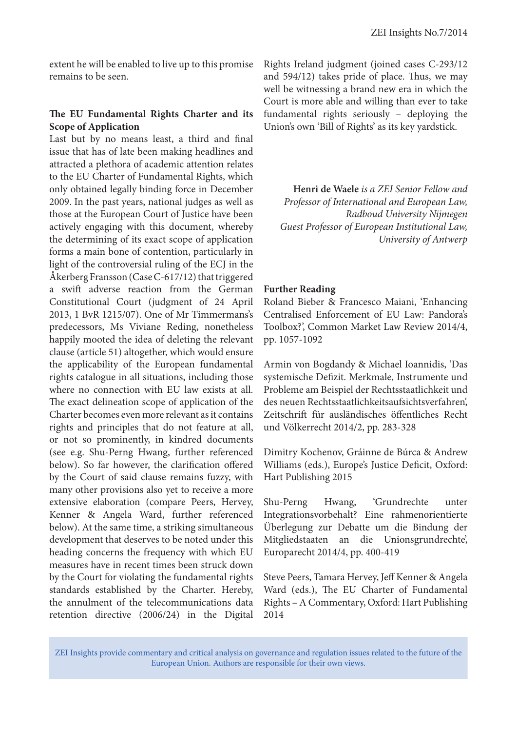extent he will be enabled to live up to this promise remains to be seen.

## The EU Fundamental Rights Charter and its Scope of Application

Last but by no means least, a third and final issue that has of late been making headlines and attracted a plethora of academic attention relates to the EU Charter of Fundamental Rights, which only obtained legally binding force in December 2009. In the past years, national judges as well as those at the European Court of Justice have been actively engaging with this document, whereby the determining of its exact scope of application forms a main bone of contention, particularly in light of the controversial ruling of the ECJ in the Åkerberg Fransson (Case C-617/12) that triggered a swift adverse reaction from the German Constitutional Court (judgment of 24 April 2013, 1 BvR 1215/07). One of Mr Timmermans's predecessors, Ms Viviane Reding, nonetheless happily mooted the idea of deleting the relevant clause (article 51) altogether, which would ensure the applicability of the European fundamental rights catalogue in all situations, including those where no connection with EU law exists at all. The exact delineation scope of application of the Charter becomes even more relevant as it contains rights and principles that do not feature at all, or not so prominently, in kindred documents (see e.g. Shu-Perng Hwang, further referenced below). So far however, the clarification offered by the Court of said clause remains fuzzy, with many other provisions also yet to receive a more extensive elaboration (compare Peers, Hervey, Kenner & Angela Ward, further referenced below). At the same time, a striking simultaneous development that deserves to be noted under this heading concerns the frequency with which EU measures have in recent times been struck down by the Court for violating the fundamental rights standards established by the Charter. Hereby, the annulment of the telecommunications data retention directive (2006/24) in the Digital Rights Ireland judgment (joined cases C-293/12 and 594/12) takes pride of place. Thus, we may well be witnessing a brand new era in which the Court is more able and willing than ever to take fundamental rights seriously – deploying the Union's own 'Bill of Rights' as its key yardstick.

**Henri de Waele** *is a ZEI Senior Fellow and Professor of International and European Law, Radboud University Nijmegen Guest Professor of European Institutional Law, University of Antwerp*

## Further Reading

Roland Bieber & Francesco Maiani, 'Enhancing Centralised Enforcement of EU Law: Pandora's Toolbox?', Common Market Law Review 2014/4, pp. 1057-1092

Armin von Bogdandy & Michael Ioannidis, 'Das systemische Defizit. Merkmale, Instrumente und Probleme am Beispiel der Rechtsstaatlichkeit und des neuen Rechtsstaatlichkeitsaufsichtsverfahren', Zeitschrift für ausländisches öffentliches Recht und Völkerrecht 2014/2, pp. 283-328

Dimitry Kochenov, Gráinne de Búrca & Andrew Williams (eds.), Europe's Justice Deficit, Oxford: Hart Publishing 2015

Shu-Perng Hwang, 'Grundrechte unter Integrationsvorbehalt? Eine rahmenorientierte Überlegung zur Debatte um die Bindung der Mitgliedstaaten an die Unionsgrundrechte', Europarecht 2014/4, pp. 400-419

Steve Peers, Tamara Hervey, Jeff Kenner & Angela Ward (eds.), The EU Charter of Fundamental Rights – A Commentary, Oxford: Hart Publishing 2014

ZEI Insights provide commentary and critical analysis on governance and regulation issues related to the future of the European Union. Authors are responsible for their own views.